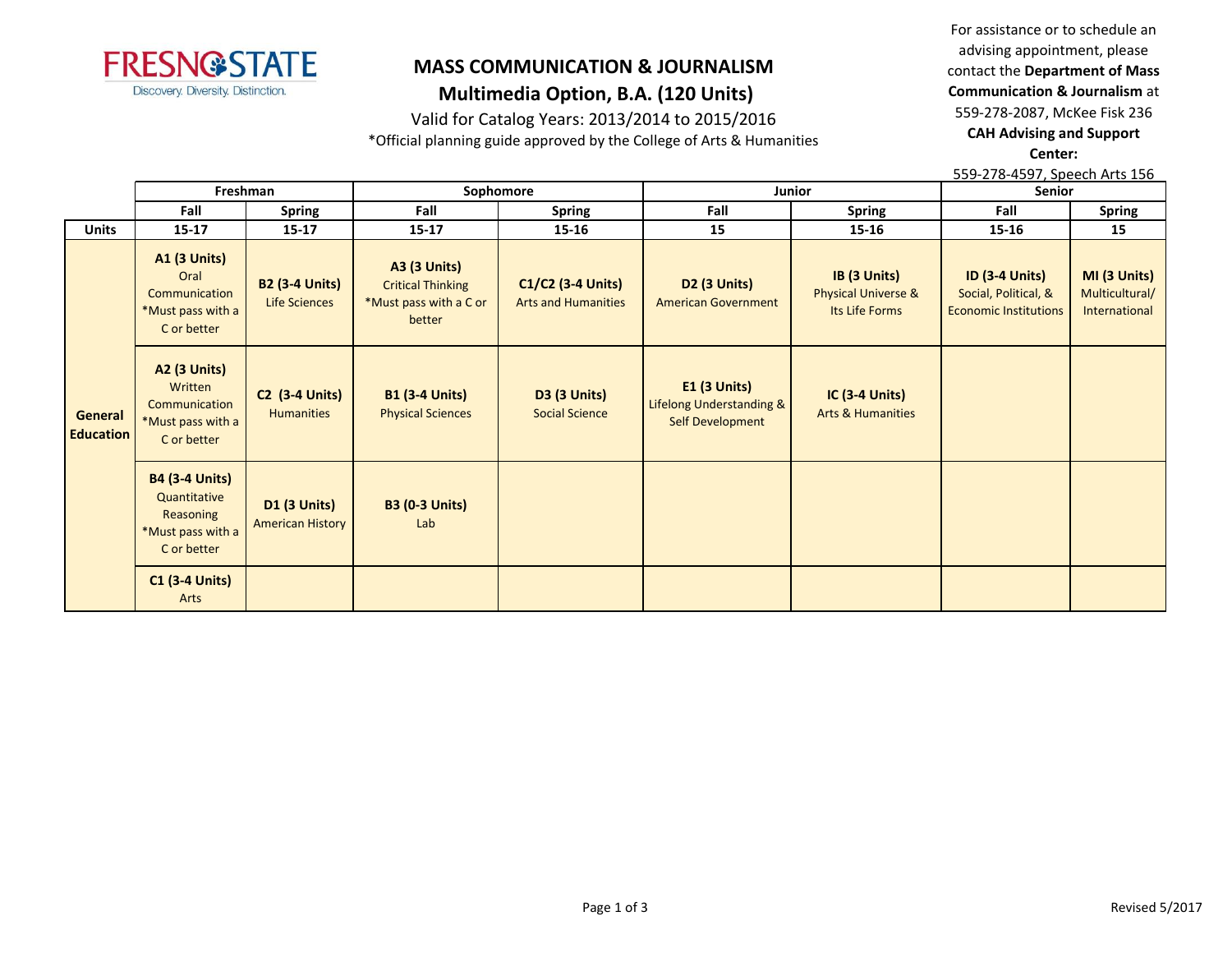# MASS COMMUNICATION & JOURNALISM

## Multimedia Option, B.A. (120 Units)

Valid for Catalog Years: 2013/2014 to 2015/2016

*Official planning guide approved by the College of Arts & Humanities

For assistance or to schedule an advising appointment, please contact the **Department of Mass Communication & Journalism** at 559-278-2087, McKee Fisk 236

**CAH Advising and Support Center:**

559-278-4597, Speech Arts 156

| | Freshman | | Sophomore | | Junior | | Senior | |
|---|---|---|---|---|---|---|---|---|
| | Fall | Spring | Fall | Spring | Fall | Spring | Fall | Spring |
| **Units** | 15-17 | 15-17 | 15-17 | 15-16 | 15 | 15-16 | 15-16 | 15 |
| **General Education** | **A1 (3 Units)** Oral Communication *Must pass with a C or better | **B2 (3-4 Units)** Life Sciences | **A3 (3 Units)** Critical Thinking *Must pass with a C or better | **C1/C2 (3-4 Units)** Arts and Humanities | **D2 (3 Units)** American Government | **IB (3 Units)** Physical Universe & Its Life Forms | **ID (3-4 Units)** Social, Political, & Economic Institutions | **MI (3 Units)** Multicultural/ International |
| | **A2 (3 Units)** Written Communication *Must pass with a C or better | **C2 (3-4 Units)** Humanities | **B1 (3-4 Units)** Physical Sciences | **D3 (3 Units)** Social Science | **E1 (3 Units)** Lifelong Understanding & Self Development | **IC (3-4 Units)** Arts & Humanities | | |
| | **B4 (3-4 Units)** Quantitative Reasoning *Must pass with a C or better | **D1 (3 Units)** American History | **B3 (0-3 Units)** Lab | | | | | |
| | **C1 (3-4 Units)** Arts | | | | | | | |

Revised 5/2017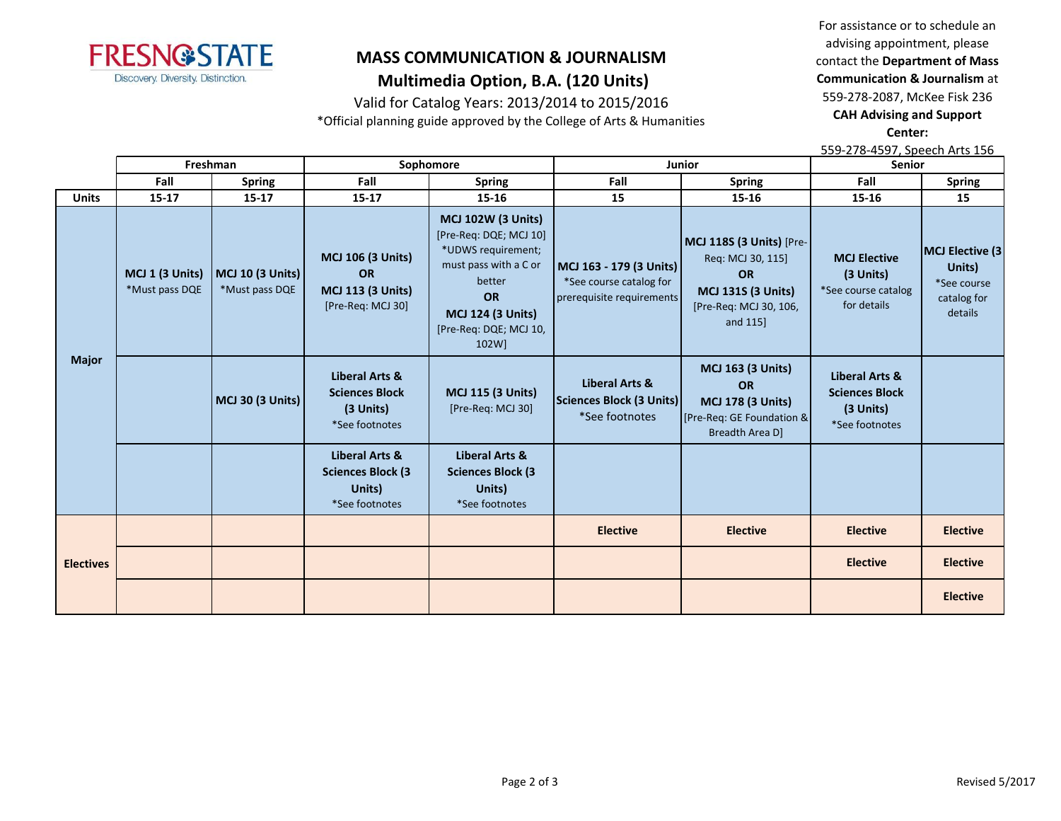# MASS COMMUNICATION & JOURNALISM

## Multimedia Option, B.A. (120 Units)

Valid for Catalog Years: 2013/2014 to 2015/2016

*Official planning guide approved by the College of Arts & Humanities

For assistance or to schedule an advising appointment, please contact the **Department of Mass Communication & Journalism** at 559-278-2087, McKee Fisk 236

**CAH Advising and Support Center:**
559-278-4597, Speech Arts 156

| | Freshman | | Sophomore | | Junior | | Senior | |
|---|---|---|---|---|---|---|---|---|
| | Fall | Spring | Fall | Spring | Fall | Spring | Fall | Spring |
| **Units** | **15-17** | **15-17** | **15-17** | **15-16** | **15** | **15-16** | **15-16** | **15** |
| **Major** | **MCJ 1 (3 Units)** *Must pass DQE | **MCJ 10 (3 Units)** *Must pass DQE | **MCJ 106 (3 Units)** **OR** **MCJ 113 (3 Units)** [Pre-Req: MCJ 30] | **MCJ 102W (3 Units)** [Pre-Req: DQE; MCJ 10] *UDWS requirement; must pass with a C or better **OR** **MCJ 124 (3 Units)** [Pre-Req: DQE; MCJ 10, 102W] | **MCJ 163 - 179 (3 Units)** *See course catalog for prerequisite requirements | **MCJ 118S (3 Units)** [Pre-Req: MCJ 30, 115] **OR** **MCJ 131S (3 Units)** [Pre-Req: MCJ 30, 106, and 115] | **MCJ Elective (3 Units)** *See course catalog for details | **MCJ Elective (3 Units)** *See course catalog for details |
| | | **MCJ 30 (3 Units)** | **Liberal Arts & Sciences Block (3 Units)** *See footnotes | **MCJ 115 (3 Units)** [Pre-Req: MCJ 30] | **Liberal Arts & Sciences Block (3 Units)** *See footnotes | **MCJ 163 (3 Units)** **OR** **MCJ 178 (3 Units)** [Pre-Req: GE Foundation & Breadth Area D] | **Liberal Arts & Sciences Block (3 Units)** *See footnotes | |
| | | | **Liberal Arts & Sciences Block (3 Units)** *See footnotes | **Liberal Arts & Sciences Block (3 Units)** *See footnotes | | | | |
| **Electives** | | | | | **Elective** | **Elective** | **Elective** | **Elective** |
| | | | | | | | **Elective** | **Elective** |
| | | | | | | | | **Elective** |

Revised 5/2017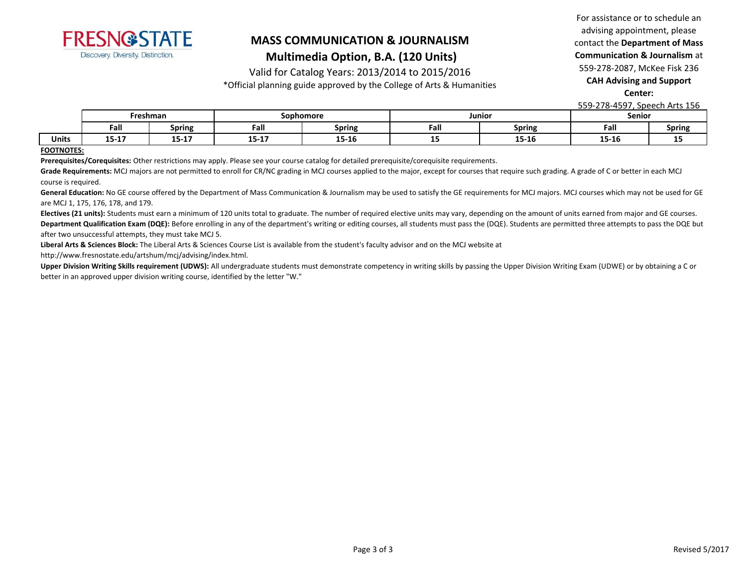# MASS COMMUNICATION & JOURNALISM

## Multimedia Option, B.A. (120 Units)

Valid for Catalog Years: 2013/2014 to 2015/2016

*Official planning guide approved by the College of Arts & Humanities

For assistance or to schedule an advising appointment, please contact the **Department of Mass Communication & Journalism** at 559-278-2087, McKee Fisk 236

**CAH Advising and Support Center:**

559-278-4597, Speech Arts 156

| | Freshman | | Sophomore | | Junior | | Senior | |
|---|---|---|---|---|---|---|---|---|
| | **Fall** | **Spring** | **Fall** | **Spring** | **Fall** | **Spring** | **Fall** | **Spring** |
| **Units** | **15-17** | **15-17** | **15-17** | **15-16** | **15** | **15-16** | **15-16** | **15** |

**FOOTNOTES:**

**Prerequisites/Corequisites:** Other restrictions may apply. Please see your course catalog for detailed prerequisite/corequisite requirements.

**Grade Requirements:** MCJ majors are not permitted to enroll for CR/NC grading in MCJ courses applied to the major, except for courses that require such grading. A grade of C or better in each MCJ course is required.

**General Education:** No GE course offered by the Department of Mass Communication & Journalism may be used to satisfy the GE requirements for MCJ majors. MCJ courses which may not be used for GE are MCJ 1, 175, 176, 178, and 179.

**Electives (21 units):** Students must earn a minimum of 120 units total to graduate. The number of required elective units may vary, depending on the amount of units earned from major and GE courses.

**Department Qualification Exam (DQE):** Before enrolling in any of the department's writing or editing courses, all students must pass the (DQE). Students are permitted three attempts to pass the DQE but after two unsuccessful attempts, they must take MCJ 5.

**Liberal Arts & Sciences Block:** The Liberal Arts & Sciences Course List is available from the student's faculty advisor and on the MCJ website at http://www.fresnostate.edu/artshum/mcj/advising/index.html.

**Upper Division Writing Skills requirement (UDWS):** All undergraduate students must demonstrate competency in writing skills by passing the Upper Division Writing Exam (UDWE) or by obtaining a C or better in an approved upper division writing course, identified by the letter "W."

Revised 5/2017